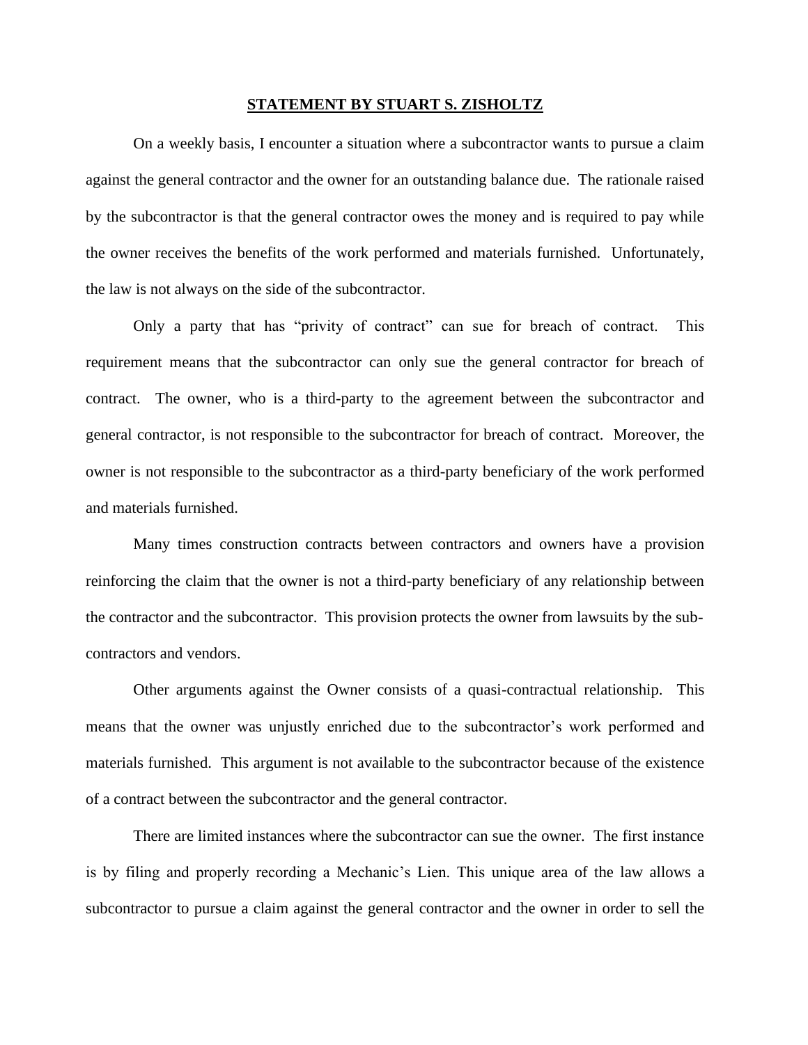**STATEMENT BY STUART S. ZISHOLTZ**

On a weekly basis, I encounter a situation where a subcontractor wants to pursue a claim against the general contractor and the owner for an outstanding balance due. The rationale raised by the subcontractor is that the general contractor owes the money and is required to pay while the owner receives the benefits of the work performed and materials furnished. Unfortunately, the law is not always on the side of the subcontractor.

Only a party that has "privity of contract" can sue for breach of contract. This requirement means that the subcontractor can only sue the general contractor for breach of contract. The owner, who is a third-party to the agreement between the subcontractor and general contractor, is not responsible to the subcontractor for breach of contract. Moreover, the owner is not responsible to the subcontractor as a third-party beneficiary of the work performed and materials furnished.

Many times construction contracts between contractors and owners have a provision reinforcing the claim that the owner is not a third-party beneficiary of any relationship between the contractor and the subcontractor. This provision protects the owner from lawsuits by the sub-contractors and vendors.

Other arguments against the Owner consists of a quasi-contractual relationship. This means that the owner was unjustly enriched due to the subcontractor's work performed and materials furnished. This argument is not available to the subcontractor because of the existence of a contract between the subcontractor and the general contractor.

There are limited instances where the subcontractor can sue the owner. The first instance is by filing and properly recording a Mechanic's Lien. This unique area of the law allows a subcontractor to pursue a claim against the general contractor and the owner in order to sell the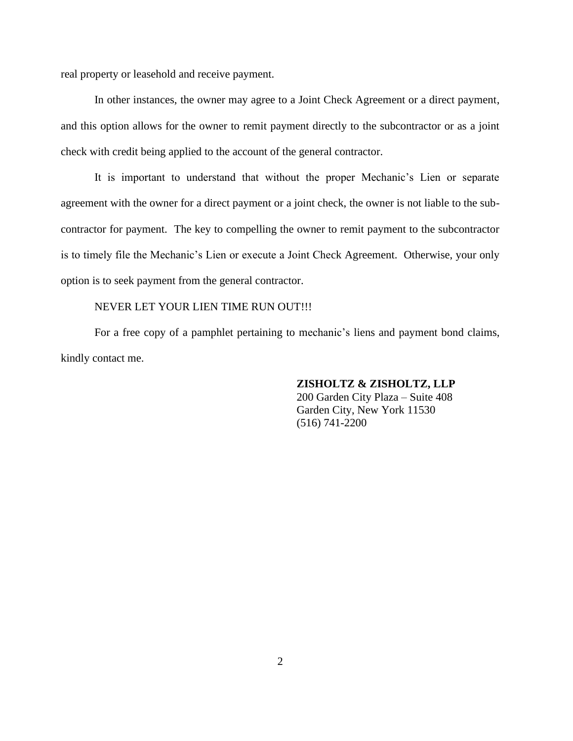real property or leasehold and receive payment.

In other instances, the owner may agree to a Joint Check Agreement or a direct payment, and this option allows for the owner to remit payment directly to the subcontractor or as a joint check with credit being applied to the account of the general contractor.

It is important to understand that without the proper Mechanic's Lien or separate agreement with the owner for a direct payment or a joint check, the owner is not liable to the sub-contractor for payment. The key to compelling the owner to remit payment to the subcontractor is to timely file the Mechanic's Lien or execute a Joint Check Agreement. Otherwise, your only option is to seek payment from the general contractor.

NEVER LET YOUR LIEN TIME RUN OUT!!!

For a free copy of a pamphlet pertaining to mechanic's liens and payment bond claims, kindly contact me.

**ZISHOLTZ & ZISHOLTZ, LLP**
200 Garden City Plaza – Suite 408
Garden City, New York 11530
(516) 741-2200